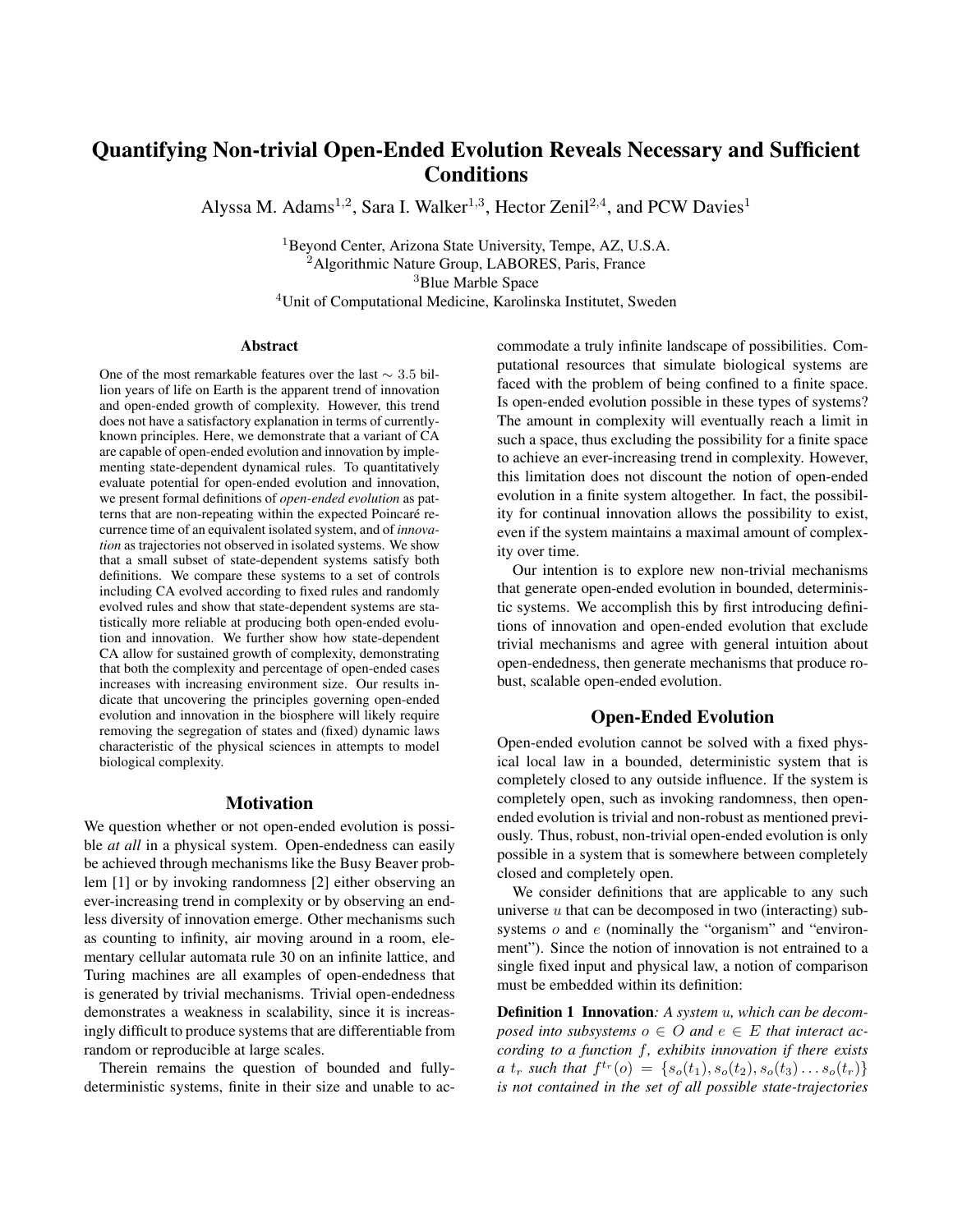# Quantifying Non-trivial Open-Ended Evolution Reveals Necessary and Sufficient Conditions

Alyssa M. Adams[1,2], Sara I. Walker[1,3], Hector Zenil[2,4], and PCW Davies[1]

[1]Beyond Center, Arizona State University, Tempe, AZ, U.S.A.
[2]Algorithmic Nature Group, LABORES, Paris, France
[3]Blue Marble Space
[4]Unit of Computational Medicine, Karolinska Institutet, Sweden

## Abstract

One of the most remarkable features over the last $\sim 3.5$ billion years of life on Earth is the apparent trend of innovation and open-ended growth of complexity. However, this trend does not have a satisfactory explanation in terms of currently-known principles. Here, we demonstrate that a variant of CA are capable of open-ended evolution and innovation by implementing state-dependent dynamical rules. To quantitatively evaluate potential for open-ended evolution and innovation, we present formal definitions of *open-ended evolution* as patterns that are non-repeating within the expected Poincaré recurrence time of an equivalent isolated system, and of *innovation* as trajectories not observed in isolated systems. We show that a small subset of state-dependent systems satisfy both definitions. We compare these systems to a set of controls including CA evolved according to fixed rules and randomly evolved rules and show that state-dependent systems are statistically more reliable at producing both open-ended evolution and innovation. We further show how state-dependent CA allow for sustained growth of complexity, demonstrating that both the complexity and percentage of open-ended cases increases with increasing environment size. Our results indicate that uncovering the principles governing open-ended evolution and innovation in the biosphere will likely require removing the segregation of states and (fixed) dynamic laws characteristic of the physical sciences in attempts to model biological complexity.

## Motivation

We question whether or not open-ended evolution is possible *at all* in a physical system. Open-endedness can easily be achieved through mechanisms like the Busy Beaver problem [1] or by invoking randomness [2] either observing an ever-increasing trend in complexity or by observing an endless diversity of innovation emerge. Other mechanisms such as counting to infinity, air moving around in a room, elementary cellular automata rule 30 on an infinite lattice, and Turing machines are all examples of open-endedness that is generated by trivial mechanisms. Trivial open-endedness demonstrates a weakness in scalability, since it is increasingly difficult to produce systems that are differentiable from random or reproducible at large scales.

Therein remains the question of bounded and fully-deterministic systems, finite in their size and unable to accommodate a truly infinite landscape of possibilities. Computational resources that simulate biological systems are faced with the problem of being confined to a finite space. Is open-ended evolution possible in these types of systems? The amount in complexity will eventually reach a limit in such a space, thus excluding the possibility for a finite space to achieve an ever-increasing trend in complexity. However, this limitation does not discount the notion of open-ended evolution in a finite system altogether. In fact, the possibility for continual innovation allows the possibility to exist, even if the system maintains a maximal amount of complexity over time.

Our intention is to explore new non-trivial mechanisms that generate open-ended evolution in bounded, deterministic systems. We accomplish this by first introducing definitions of innovation and open-ended evolution that exclude trivial mechanisms and agree with general intuition about open-endedness, then generate mechanisms that produce robust, scalable open-ended evolution.

## Open-Ended Evolution

Open-ended evolution cannot be solved with a fixed physical local law in a bounded, deterministic system that is completely closed to any outside influence. If the system is completely open, such as invoking randomness, then open-ended evolution is trivial and non-robust as mentioned previously. Thus, robust, non-trivial open-ended evolution is only possible in a system that is somewhere between completely closed and completely open.

We consider definitions that are applicable to any such universe $u$ that can be decomposed in two (interacting) subsystems $o$ and $e$ (nominally the "organism" and "environment"). Since the notion of innovation is not entrained to a single fixed input and physical law, a notion of comparison must be embedded within its definition:

**Definition 1 Innovation***: A system $u$, which can be decomposed into subsystems $o \in O$ and $e \in E$ that interact according to a function $f$, exhibits innovation if there exists a $t_r$ such that $f^{t_r}(o) = \{s_o(t_1), s_o(t_2), s_o(t_3) \dots s_o(t_r)\}$ is not contained in the set of all possible state-trajectories*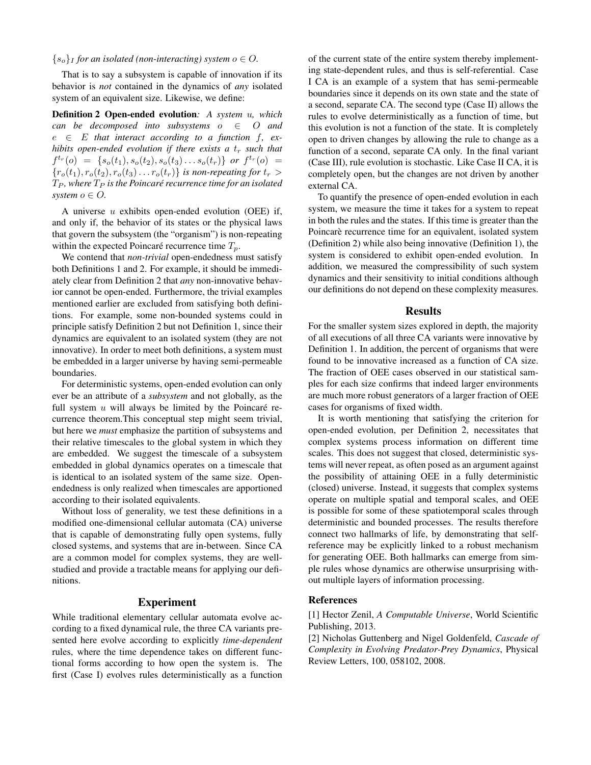$\{s_o\}_I$ *for an isolated (non-interacting) system* $o \in O$.

That is to say a subsystem is capable of innovation if its behavior is *not* contained in the dynamics of *any* isolated system of an equivalent size. Likewise, we define:

**Definition 2 Open-ended evolution***: A system* $u$*, which can be decomposed into subsystems* $o \in O$ *and* $e \in E$ *that interact according to a function* $f$*, exhibits open-ended evolution if there exists a* $t_r$ *such that* $f^{t_r}(o) = \{s_o(t_1), s_o(t_2), s_o(t_3) \ldots s_o(t_r)\}$ *or* $f^{t_r}(o) = \{r_o(t_1), r_o(t_2), r_o(t_3) \ldots r_o(t_r)\}$ *is non-repeating for* $t_r > T_P$*, where* $T_P$ *is the Poincaré recurrence time for an isolated system* $o \in O$.

A universe $u$ exhibits open-ended evolution (OEE) if, and only if, the behavior of its states or the physical laws that govern the subsystem (the "organism") is non-repeating within the expected Poincaré recurrence time $T_p$.

We contend that *non-trivial* open-endedness must satisfy both Definitions 1 and 2. For example, it should be immediately clear from Definition 2 that *any* non-innovative behavior cannot be open-ended. Furthermore, the trivial examples mentioned earlier are excluded from satisfying both definitions. For example, some non-bounded systems could in principle satisfy Definition 2 but not Definition 1, since their dynamics are equivalent to an isolated system (they are not innovative). In order to meet both definitions, a system must be embedded in a larger universe by having semi-permeable boundaries.

For deterministic systems, open-ended evolution can only ever be an attribute of a *subsystem* and not globally, as the full system $u$ will always be limited by the Poincaré recurrence theorem.This conceptual step might seem trivial, but here we *must* emphasize the partition of subsystems and their relative timescales to the global system in which they are embedded. We suggest the timescale of a subsystem embedded in global dynamics operates on a timescale that is identical to an isolated system of the same size. Open-endedness is only realized when timescales are apportioned according to their isolated equivalents.

Without loss of generality, we test these definitions in a modified one-dimensional cellular automata (CA) universe that is capable of demonstrating fully open systems, fully closed systems, and systems that are in-between. Since CA are a common model for complex systems, they are well-studied and provide a tractable means for applying our definitions.

## Experiment

While traditional elementary cellular automata evolve according to a fixed dynamical rule, the three CA variants presented here evolve according to explicitly *time-dependent* rules, where the time dependence takes on different functional forms according to how open the system is. The first (Case I) evolves rules deterministically as a function of the current state of the entire system thereby implementing state-dependent rules, and thus is self-referential. Case I CA is an example of a system that has semi-permeable boundaries since it depends on its own state and the state of a second, separate CA. The second type (Case II) allows the rules to evolve deterministically as a function of time, but this evolution is not a function of the state. It is completely open to driven changes by allowing the rule to change as a function of a second, separate CA only. In the final variant (Case III), rule evolution is stochastic. Like Case II CA, it is completely open, but the changes are not driven by another external CA.

To quantify the presence of open-ended evolution in each system, we measure the time it takes for a system to repeat in both the rules and the states. If this time is greater than the Poincarè recurrence time for an equivalent, isolated system (Definition 2) while also being innovative (Definition 1), the system is considered to exhibit open-ended evolution. In addition, we measured the compressibility of such system dynamics and their sensitivity to initial conditions although our definitions do not depend on these complexity measures.

## Results

For the smaller system sizes explored in depth, the majority of all executions of all three CA variants were innovative by Definition 1. In addition, the percent of organisms that were found to be innovative increased as a function of CA size. The fraction of OEE cases observed in our statistical samples for each size confirms that indeed larger environments are much more robust generators of a larger fraction of OEE cases for organisms of fixed width.

It is worth mentioning that satisfying the criterion for open-ended evolution, per Definition 2, necessitates that complex systems process information on different time scales. This does not suggest that closed, deterministic systems will never repeat, as often posed as an argument against the possibility of attaining OEE in a fully deterministic (closed) universe. Instead, it suggests that complex systems operate on multiple spatial and temporal scales, and OEE is possible for some of these spatiotemporal scales through deterministic and bounded processes. The results therefore connect two hallmarks of life, by demonstrating that self-reference may be explicitly linked to a robust mechanism for generating OEE. Both hallmarks can emerge from simple rules whose dynamics are otherwise unsurprising without multiple layers of information processing.

## References

[1] Hector Zenil, *A Computable Universe*, World Scientific Publishing, 2013.

[2] Nicholas Guttenberg and Nigel Goldenfeld, *Cascade of Complexity in Evolving Predator-Prey Dynamics*, Physical Review Letters, 100, 058102, 2008.